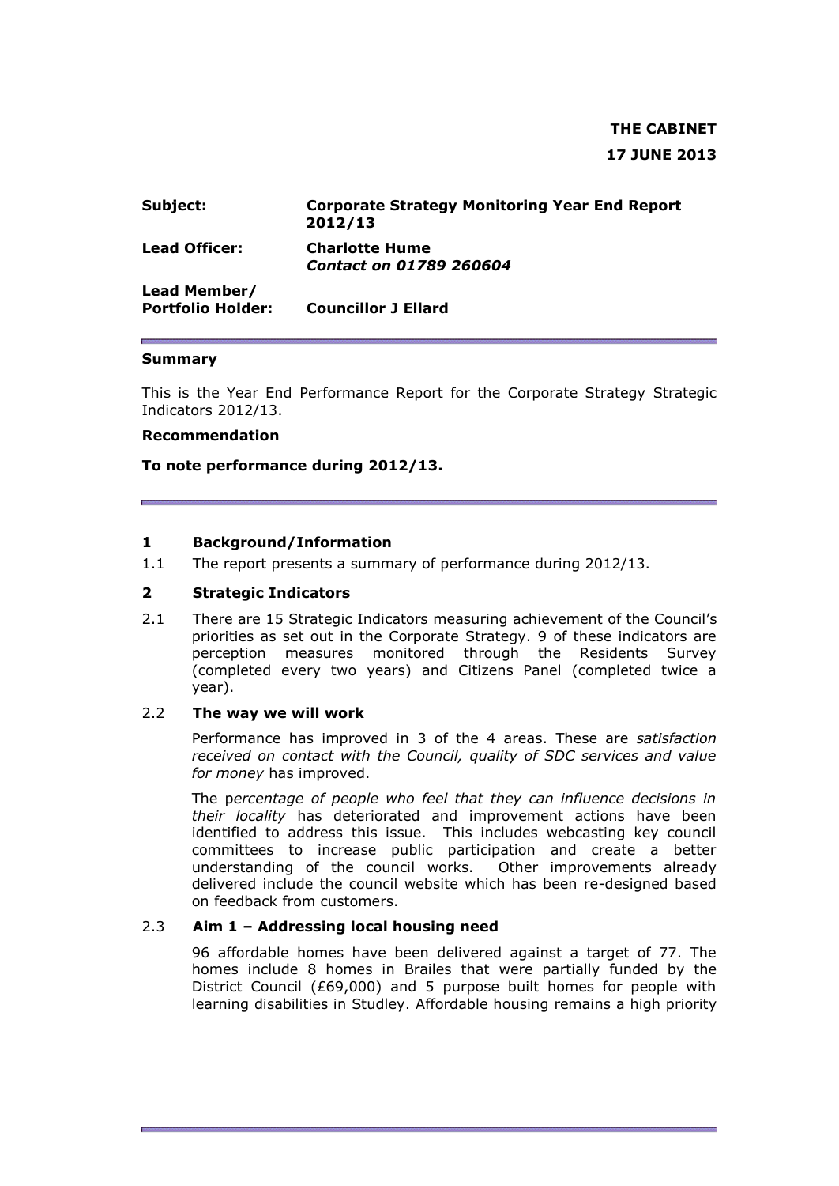**THE CABINET**

**17 JUNE 2013**

| | |
|---|---|
| **Subject:** | **Corporate Strategy Monitoring Year End Report 2012/13** |
| **Lead Officer:** | **Charlotte Hume** *Contact on 01789 260604* |
| **Lead Member/ Portfolio Holder:** | **Councillor J Ellard** |

**Summary**

This is the Year End Performance Report for the Corporate Strategy Strategic Indicators 2012/13.

**Recommendation**

**To note performance during 2012/13.**

## 1 Background/Information

1.1 The report presents a summary of performance during 2012/13.

## 2 Strategic Indicators

2.1 There are 15 Strategic Indicators measuring achievement of the Council's priorities as set out in the Corporate Strategy. 9 of these indicators are perception measures monitored through the Residents Survey (completed every two years) and Citizens Panel (completed twice a year).

2.2 **The way we will work**

Performance has improved in 3 of the 4 areas. These are *satisfaction received on contact with the Council, quality of SDC services and value for money* has improved.

The p*ercentage of people who feel that they can influence decisions in their locality* has deteriorated and improvement actions have been identified to address this issue. This includes webcasting key council committees to increase public participation and create a better understanding of the council works. Other improvements already delivered include the council website which has been re-designed based on feedback from customers.

2.3 **Aim 1 – Addressing local housing need**

96 affordable homes have been delivered against a target of 77. The homes include 8 homes in Brailes that were partially funded by the District Council (£69,000) and 5 purpose built homes for people with learning disabilities in Studley. Affordable housing remains a high priority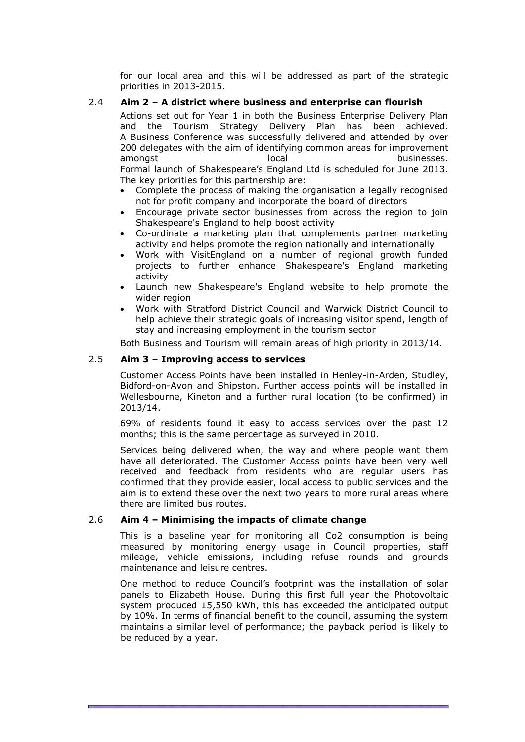for our local area and this will be addressed as part of the strategic priorities in 2013-2015.

### 2.4 Aim 2 – A district where business and enterprise can flourish

Actions set out for Year 1 in both the Business Enterprise Delivery Plan and the Tourism Strategy Delivery Plan has been achieved. A Business Conference was successfully delivered and attended by over 200 delegates with the aim of identifying common areas for improvement amongst local businesses. Formal launch of Shakespeare's England Ltd is scheduled for June 2013. The key priorities for this partnership are:

- Complete the process of making the organisation a legally recognised not for profit company and incorporate the board of directors
- Encourage private sector businesses from across the region to join Shakespeare's England to help boost activity
- Co-ordinate a marketing plan that complements partner marketing activity and helps promote the region nationally and internationally
- Work with VisitEngland on a number of regional growth funded projects to further enhance Shakespeare's England marketing activity
- Launch new Shakespeare's England website to help promote the wider region
- Work with Stratford District Council and Warwick District Council to help achieve their strategic goals of increasing visitor spend, length of stay and increasing employment in the tourism sector

Both Business and Tourism will remain areas of high priority in 2013/14.

### 2.5 Aim 3 – Improving access to services

Customer Access Points have been installed in Henley-in-Arden, Studley, Bidford-on-Avon and Shipston. Further access points will be installed in Wellesbourne, Kineton and a further rural location (to be confirmed) in 2013/14.

69% of residents found it easy to access services over the past 12 months; this is the same percentage as surveyed in 2010.

Services being delivered when, the way and where people want them have all deteriorated. The Customer Access points have been very well received and feedback from residents who are regular users has confirmed that they provide easier, local access to public services and the aim is to extend these over the next two years to more rural areas where there are limited bus routes.

### 2.6 Aim 4 – Minimising the impacts of climate change

This is a baseline year for monitoring all Co2 consumption is being measured by monitoring energy usage in Council properties, staff mileage, vehicle emissions, including refuse rounds and grounds maintenance and leisure centres.

One method to reduce Council's footprint was the installation of solar panels to Elizabeth House. During this first full year the Photovoltaic system produced 15,550 kWh, this has exceeded the anticipated output by 10%. In terms of financial benefit to the council, assuming the system maintains a similar level of performance; the payback period is likely to be reduced by a year.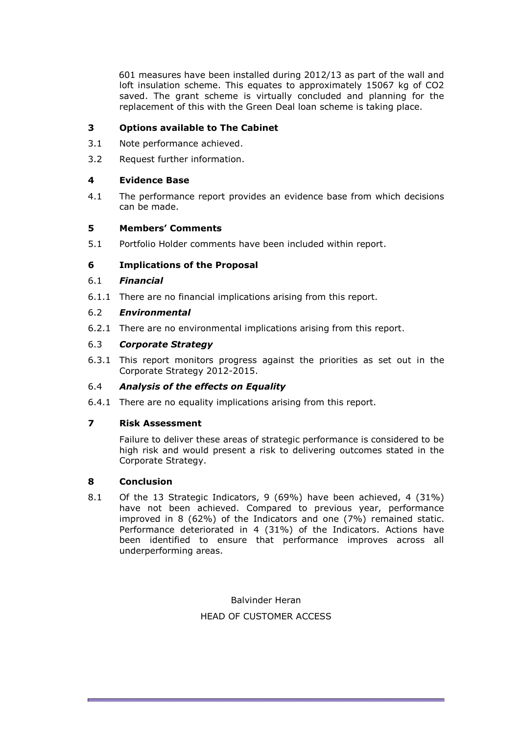601 measures have been installed during 2012/13 as part of the wall and loft insulation scheme. This equates to approximately 15067 kg of $CO_2$ saved. The grant scheme is virtually concluded and planning for the replacement of this with the Green Deal loan scheme is taking place.

## 3 Options available to The Cabinet

3.1 Note performance achieved.

3.2 Request further information.

## 4 Evidence Base

4.1 The performance report provides an evidence base from which decisions can be made.

## 5 Members' Comments

5.1 Portfolio Holder comments have been included within report.

## 6 Implications of the Proposal

### 6.1 *Financial*

6.1.1 There are no financial implications arising from this report.

### 6.2 *Environmental*

6.2.1 There are no environmental implications arising from this report.

### 6.3 *Corporate Strategy*

6.3.1 This report monitors progress against the priorities as set out in the Corporate Strategy 2012-2015.

### 6.4 *Analysis of the effects on Equality*

6.4.1 There are no equality implications arising from this report.

## 7 Risk Assessment

Failure to deliver these areas of strategic performance is considered to be high risk and would present a risk to delivering outcomes stated in the Corporate Strategy.

## 8 Conclusion

8.1 Of the 13 Strategic Indicators, 9 (69%) have been achieved, 4 (31%) have not been achieved. Compared to previous year, performance improved in 8 (62%) of the Indicators and one (7%) remained static. Performance deteriorated in 4 (31%) of the Indicators. Actions have been identified to ensure that performance improves across all underperforming areas.

Balvinder Heran

HEAD OF CUSTOMER ACCESS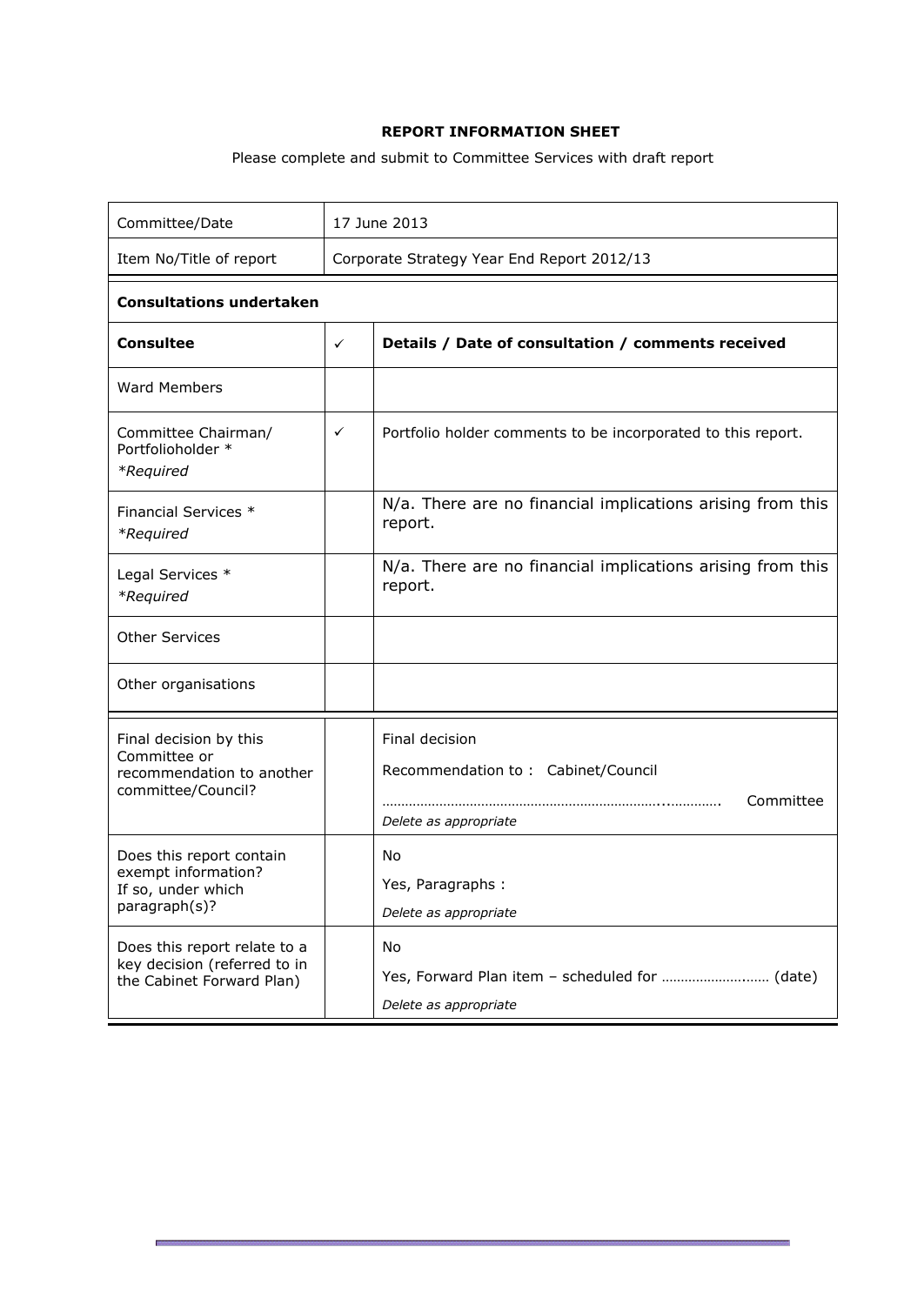**REPORT INFORMATION SHEET**

Please complete and submit to Committee Services with draft report

| | | |
|---|---|---|
| Committee/Date | 17 June 2013 | |
| Item No/Title of report | Corporate Strategy Year End Report 2012/13 | |
| **Consultations undertaken** | | |
| **Consultee** | ✓ | **Details / Date of consultation / comments received** |
| Ward Members | | |
| Committee Chairman/ Portfolioholder * *\*Required* | ✓ | Portfolio holder comments to be incorporated to this report. |
| Financial Services * *\*Required* | | N/a. There are no financial implications arising from this report. |
| Legal Services * *\*Required* | | N/a. There are no financial implications arising from this report. |
| Other Services | | |
| Other organisations | | |
| Final decision by this Committee or recommendation to another committee/Council? | | Final decision<br>Recommendation to : Cabinet/Council<br>…………………………………………………………..…………. Committee<br>*Delete as appropriate* |
| Does this report contain exempt information? If so, under which paragraph(s)? | | No<br>Yes, Paragraphs :<br>*Delete as appropriate* |
| Does this report relate to a key decision (referred to in the Cabinet Forward Plan) | | No<br>Yes, Forward Plan item – scheduled for ……………………..…… (date)<br>*Delete as appropriate* |